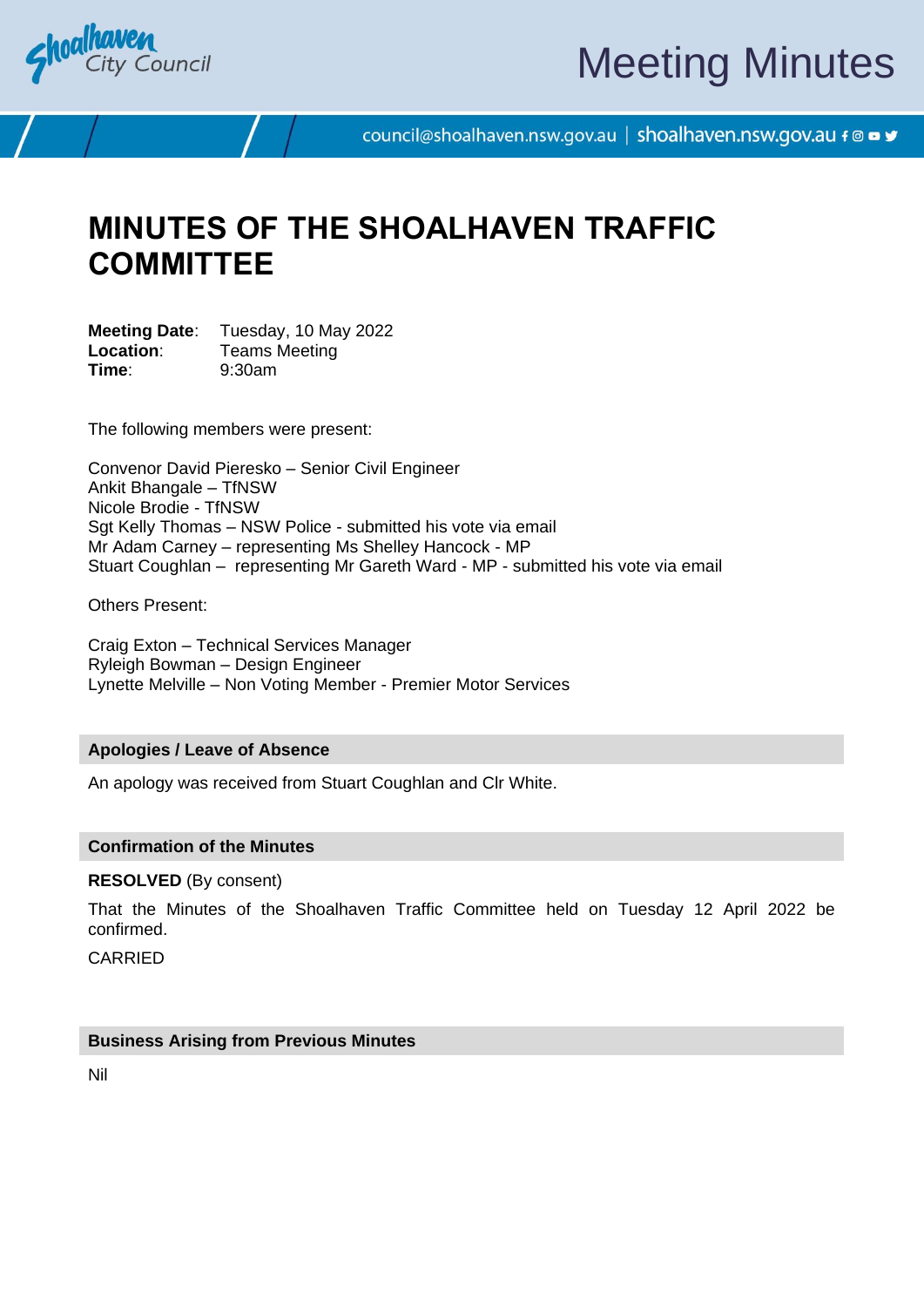# MINUTES OF THE SHOALHAVEN TRAFFIC COMMITTEE

**Meeting Date**: Tuesday, 10 May 2022
**Location**: Teams Meeting
**Time**: 9:30am

The following members were present:

Convenor David Pieresko – Senior Civil Engineer
Ankit Bhangale – TfNSW
Nicole Brodie - TfNSW
Sgt Kelly Thomas – NSW Police - submitted his vote via email
Mr Adam Carney – representing Ms Shelley Hancock - MP
Stuart Coughlan – representing Mr Gareth Ward - MP - submitted his vote via email

Others Present:

Craig Exton – Technical Services Manager
Ryleigh Bowman – Design Engineer
Lynette Melville – Non Voting Member - Premier Motor Services

## Apologies / Leave of Absence

An apology was received from Stuart Coughlan and Clr White.

## Confirmation of the Minutes

**RESOLVED** (By consent)

That the Minutes of the Shoalhaven Traffic Committee held on Tuesday 12 April 2022 be confirmed.

CARRIED

## Business Arising from Previous Minutes

Nil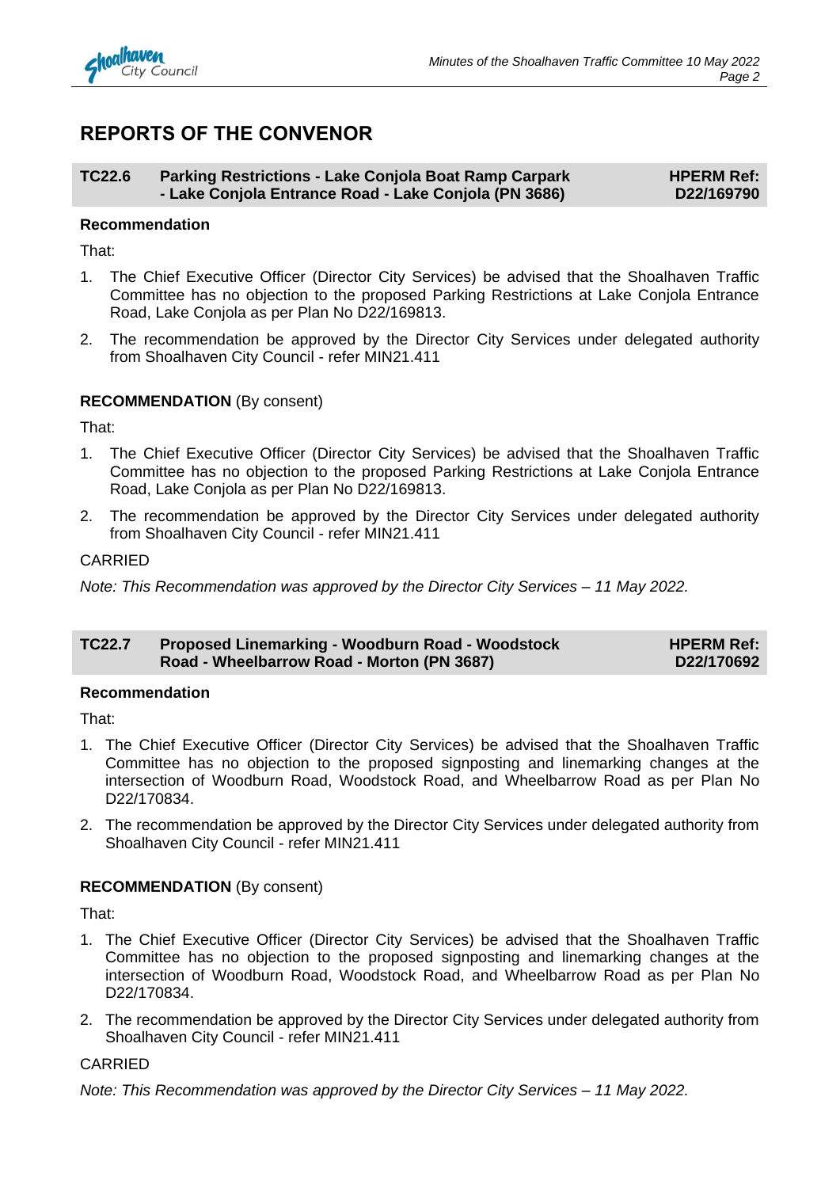# REPORTS OF THE CONVENOR

## TC22.6 Parking Restrictions - Lake Conjola Boat Ramp Carpark - Lake Conjola Entrance Road - Lake Conjola (PN 3686) — HPERM Ref: D22/169790

**Recommendation**

That:

1. The Chief Executive Officer (Director City Services) be advised that the Shoalhaven Traffic Committee has no objection to the proposed Parking Restrictions at Lake Conjola Entrance Road, Lake Conjola as per Plan No D22/169813.
2. The recommendation be approved by the Director City Services under delegated authority from Shoalhaven City Council - refer MIN21.411

**RECOMMENDATION** (By consent)

That:

1. The Chief Executive Officer (Director City Services) be advised that the Shoalhaven Traffic Committee has no objection to the proposed Parking Restrictions at Lake Conjola Entrance Road, Lake Conjola as per Plan No D22/169813.
2. The recommendation be approved by the Director City Services under delegated authority from Shoalhaven City Council - refer MIN21.411

CARRIED

*Note: This Recommendation was approved by the Director City Services – 11 May 2022.*

## TC22.7 Proposed Linemarking - Woodburn Road - Woodstock Road - Wheelbarrow Road - Morton (PN 3687) — HPERM Ref: D22/170692

**Recommendation**

That:

1. The Chief Executive Officer (Director City Services) be advised that the Shoalhaven Traffic Committee has no objection to the proposed signposting and linemarking changes at the intersection of Woodburn Road, Woodstock Road, and Wheelbarrow Road as per Plan No D22/170834.
2. The recommendation be approved by the Director City Services under delegated authority from Shoalhaven City Council - refer MIN21.411

**RECOMMENDATION** (By consent)

That:

1. The Chief Executive Officer (Director City Services) be advised that the Shoalhaven Traffic Committee has no objection to the proposed signposting and linemarking changes at the intersection of Woodburn Road, Woodstock Road, and Wheelbarrow Road as per Plan No D22/170834.
2. The recommendation be approved by the Director City Services under delegated authority from Shoalhaven City Council - refer MIN21.411

CARRIED

*Note: This Recommendation was approved by the Director City Services – 11 May 2022.*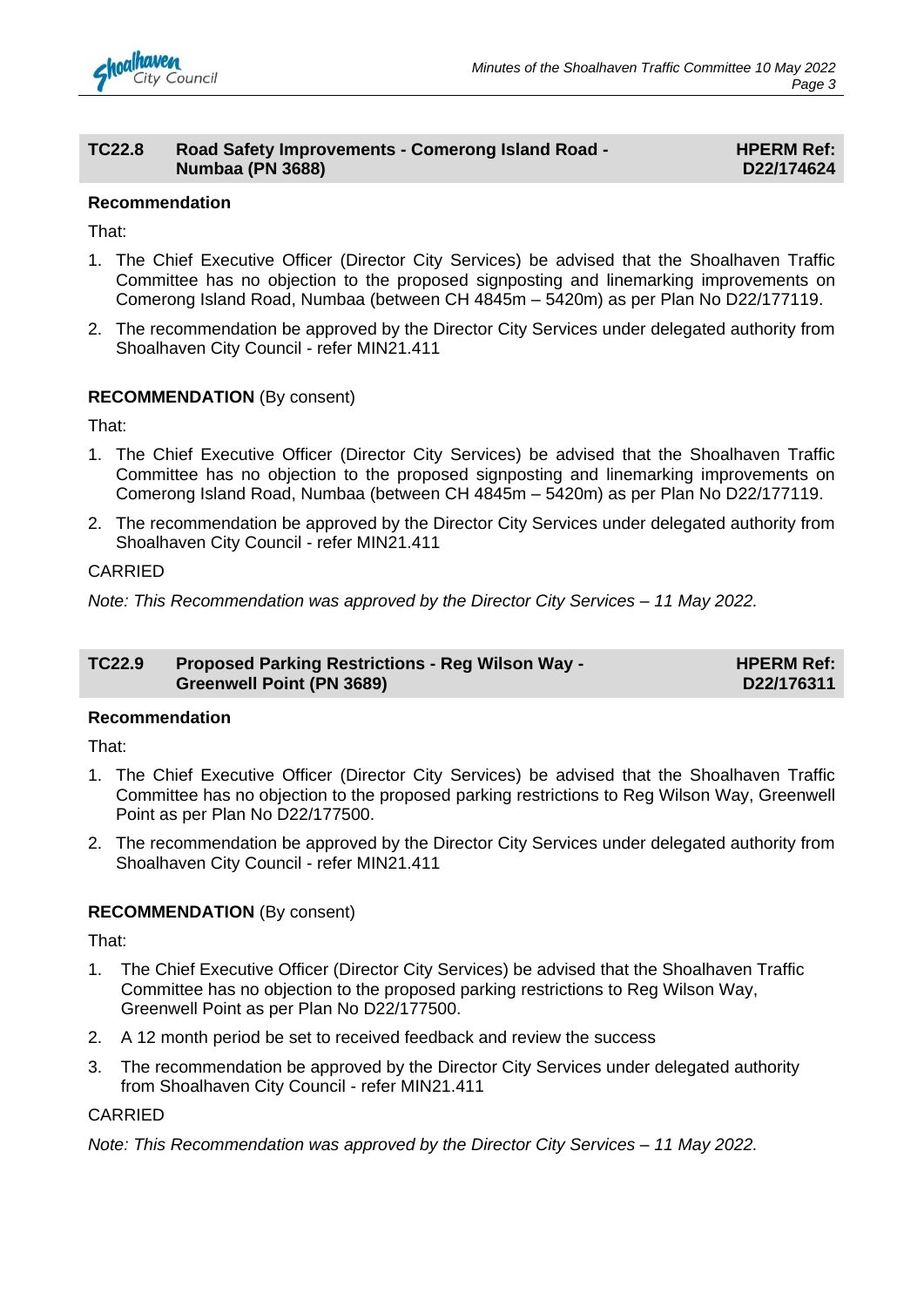## TC22.8 Road Safety Improvements - Comerong Island Road - Numbaa (PN 3688) — HPERM Ref: D22/174624

**Recommendation**

That:

1. The Chief Executive Officer (Director City Services) be advised that the Shoalhaven Traffic Committee has no objection to the proposed signposting and linemarking improvements on Comerong Island Road, Numbaa (between CH 4845m – 5420m) as per Plan No D22/177119.
2. The recommendation be approved by the Director City Services under delegated authority from Shoalhaven City Council - refer MIN21.411

**RECOMMENDATION** (By consent)

That:

1. The Chief Executive Officer (Director City Services) be advised that the Shoalhaven Traffic Committee has no objection to the proposed signposting and linemarking improvements on Comerong Island Road, Numbaa (between CH 4845m – 5420m) as per Plan No D22/177119.
2. The recommendation be approved by the Director City Services under delegated authority from Shoalhaven City Council - refer MIN21.411

CARRIED

*Note: This Recommendation was approved by the Director City Services – 11 May 2022.*

## TC22.9 Proposed Parking Restrictions - Reg Wilson Way - Greenwell Point (PN 3689) — HPERM Ref: D22/176311

**Recommendation**

That:

1. The Chief Executive Officer (Director City Services) be advised that the Shoalhaven Traffic Committee has no objection to the proposed parking restrictions to Reg Wilson Way, Greenwell Point as per Plan No D22/177500.
2. The recommendation be approved by the Director City Services under delegated authority from Shoalhaven City Council - refer MIN21.411

**RECOMMENDATION** (By consent)

That:

1. The Chief Executive Officer (Director City Services) be advised that the Shoalhaven Traffic Committee has no objection to the proposed parking restrictions to Reg Wilson Way, Greenwell Point as per Plan No D22/177500.
2. A 12 month period be set to received feedback and review the success
3. The recommendation be approved by the Director City Services under delegated authority from Shoalhaven City Council - refer MIN21.411

CARRIED

*Note: This Recommendation was approved by the Director City Services – 11 May 2022.*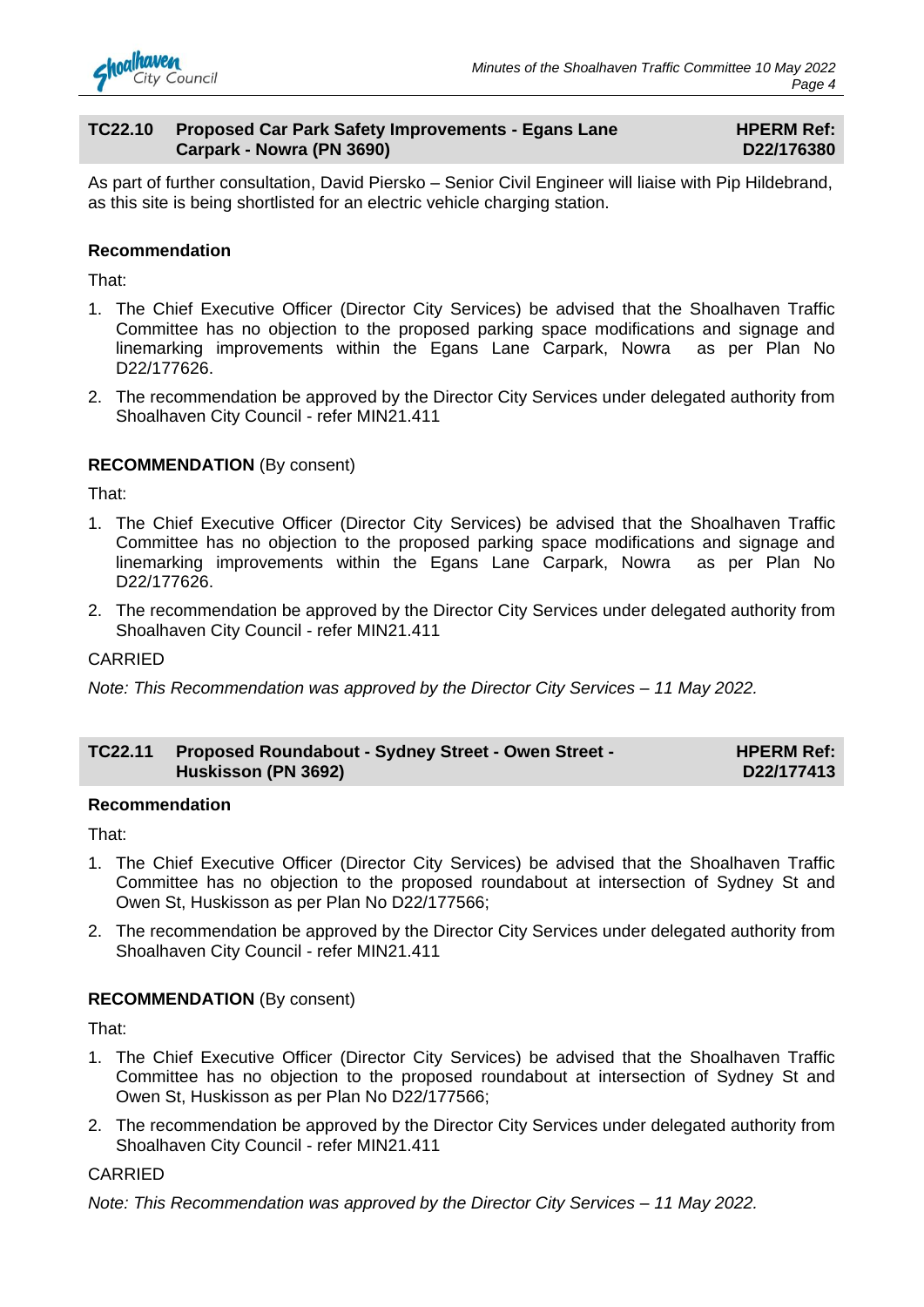## TC22.10 Proposed Car Park Safety Improvements - Egans Lane Carpark - Nowra (PN 3690)

**HPERM Ref: D22/176380**

As part of further consultation, David Piersko – Senior Civil Engineer will liaise with Pip Hildebrand, as this site is being shortlisted for an electric vehicle charging station.

**Recommendation**

That:

1. The Chief Executive Officer (Director City Services) be advised that the Shoalhaven Traffic Committee has no objection to the proposed parking space modifications and signage and linemarking improvements within the Egans Lane Carpark, Nowra as per Plan No D22/177626.
2. The recommendation be approved by the Director City Services under delegated authority from Shoalhaven City Council - refer MIN21.411

**RECOMMENDATION** (By consent)

That:

1. The Chief Executive Officer (Director City Services) be advised that the Shoalhaven Traffic Committee has no objection to the proposed parking space modifications and signage and linemarking improvements within the Egans Lane Carpark, Nowra as per Plan No D22/177626.
2. The recommendation be approved by the Director City Services under delegated authority from Shoalhaven City Council - refer MIN21.411

CARRIED

*Note: This Recommendation was approved by the Director City Services – 11 May 2022.*

## TC22.11 Proposed Roundabout - Sydney Street - Owen Street - Huskisson (PN 3692)

**HPERM Ref: D22/177413**

**Recommendation**

That:

1. The Chief Executive Officer (Director City Services) be advised that the Shoalhaven Traffic Committee has no objection to the proposed roundabout at intersection of Sydney St and Owen St, Huskisson as per Plan No D22/177566;
2. The recommendation be approved by the Director City Services under delegated authority from Shoalhaven City Council - refer MIN21.411

**RECOMMENDATION** (By consent)

That:

1. The Chief Executive Officer (Director City Services) be advised that the Shoalhaven Traffic Committee has no objection to the proposed roundabout at intersection of Sydney St and Owen St, Huskisson as per Plan No D22/177566;
2. The recommendation be approved by the Director City Services under delegated authority from Shoalhaven City Council - refer MIN21.411

CARRIED

*Note: This Recommendation was approved by the Director City Services – 11 May 2022.*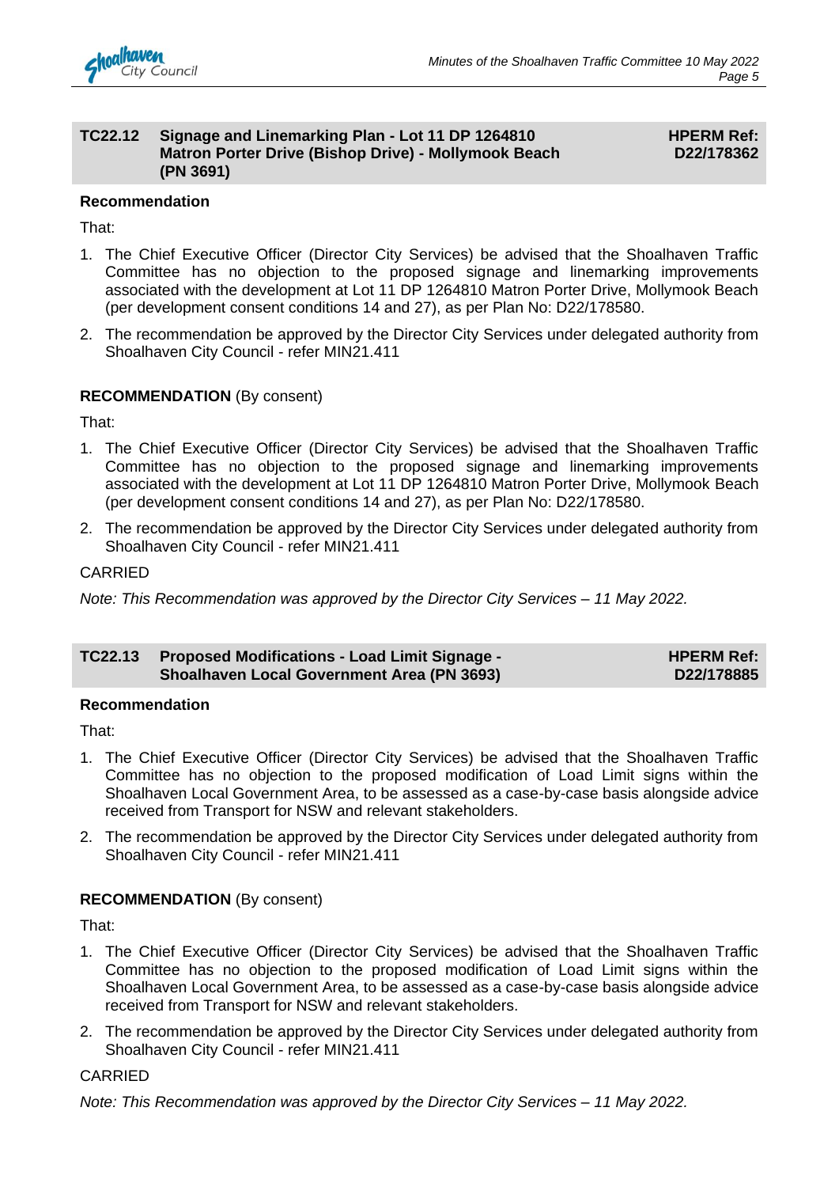## TC22.12 Signage and Linemarking Plan - Lot 11 DP 1264810 Matron Porter Drive (Bishop Drive) - Mollymook Beach (PN 3691)

**HPERM Ref: D22/178362**

**Recommendation**

That:

1. The Chief Executive Officer (Director City Services) be advised that the Shoalhaven Traffic Committee has no objection to the proposed signage and linemarking improvements associated with the development at Lot 11 DP 1264810 Matron Porter Drive, Mollymook Beach (per development consent conditions 14 and 27), as per Plan No: D22/178580.
2. The recommendation be approved by the Director City Services under delegated authority from Shoalhaven City Council - refer MIN21.411

**RECOMMENDATION** (By consent)

That:

1. The Chief Executive Officer (Director City Services) be advised that the Shoalhaven Traffic Committee has no objection to the proposed signage and linemarking improvements associated with the development at Lot 11 DP 1264810 Matron Porter Drive, Mollymook Beach (per development consent conditions 14 and 27), as per Plan No: D22/178580.
2. The recommendation be approved by the Director City Services under delegated authority from Shoalhaven City Council - refer MIN21.411

CARRIED

*Note: This Recommendation was approved by the Director City Services – 11 May 2022.*

## TC22.13 Proposed Modifications - Load Limit Signage - Shoalhaven Local Government Area (PN 3693)

**HPERM Ref: D22/178885**

**Recommendation**

That:

1. The Chief Executive Officer (Director City Services) be advised that the Shoalhaven Traffic Committee has no objection to the proposed modification of Load Limit signs within the Shoalhaven Local Government Area, to be assessed as a case-by-case basis alongside advice received from Transport for NSW and relevant stakeholders.
2. The recommendation be approved by the Director City Services under delegated authority from Shoalhaven City Council - refer MIN21.411

**RECOMMENDATION** (By consent)

That:

1. The Chief Executive Officer (Director City Services) be advised that the Shoalhaven Traffic Committee has no objection to the proposed modification of Load Limit signs within the Shoalhaven Local Government Area, to be assessed as a case-by-case basis alongside advice received from Transport for NSW and relevant stakeholders.
2. The recommendation be approved by the Director City Services under delegated authority from Shoalhaven City Council - refer MIN21.411

CARRIED

*Note: This Recommendation was approved by the Director City Services – 11 May 2022.*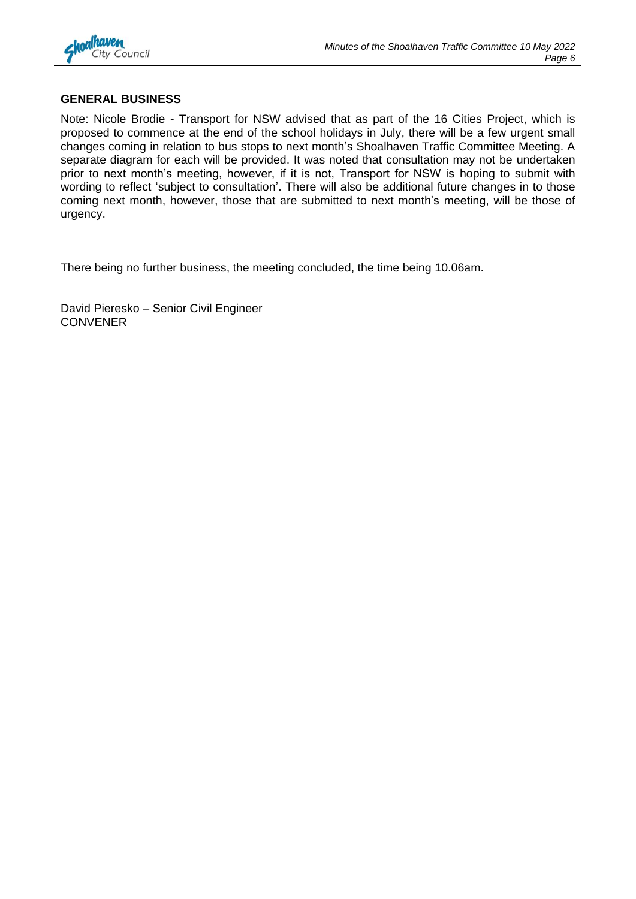## GENERAL BUSINESS

Note: Nicole Brodie - Transport for NSW advised that as part of the 16 Cities Project, which is proposed to commence at the end of the school holidays in July, there will be a few urgent small changes coming in relation to bus stops to next month's Shoalhaven Traffic Committee Meeting. A separate diagram for each will be provided. It was noted that consultation may not be undertaken prior to next month's meeting, however, if it is not, Transport for NSW is hoping to submit with wording to reflect 'subject to consultation'. There will also be additional future changes in to those coming next month, however, those that are submitted to next month's meeting, will be those of urgency.

There being no further business, the meeting concluded, the time being 10.06am.

David Pieresko – Senior Civil Engineer
CONVENER